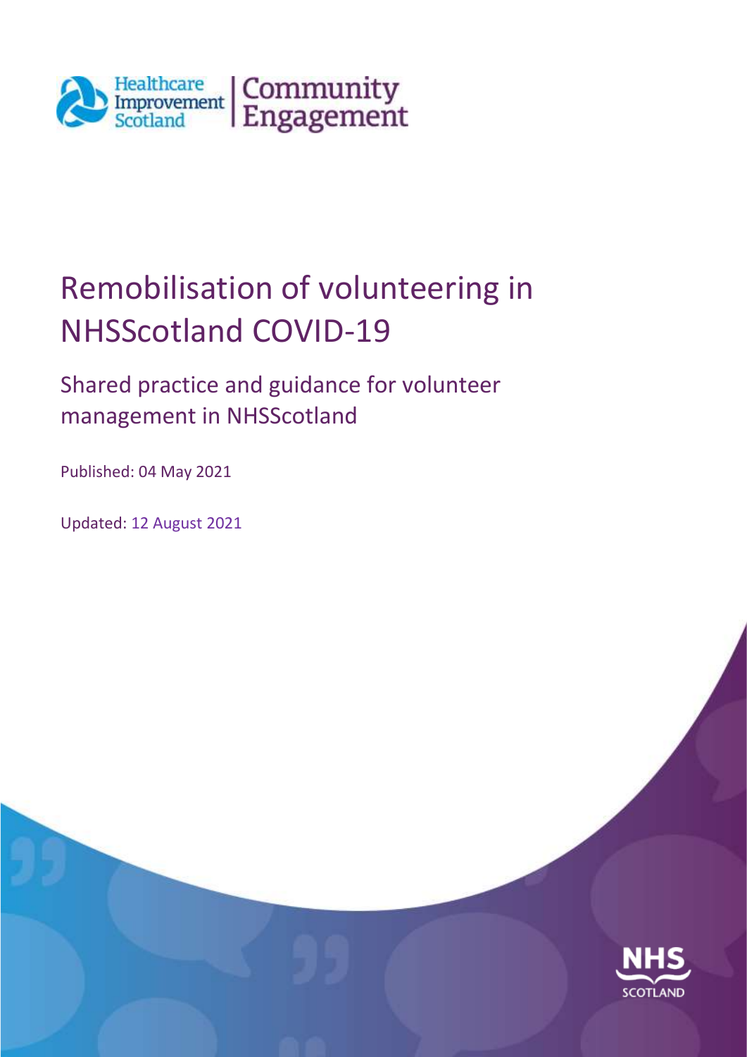Healthcare Improvement Scotland | Community Engagement

# Remobilisation of volunteering in NHSScotland COVID-19

## Shared practice and guidance for volunteer management in NHSScotland

Published: 04 May 2021

Updated: 12 August 2021

NHS SCOTLAND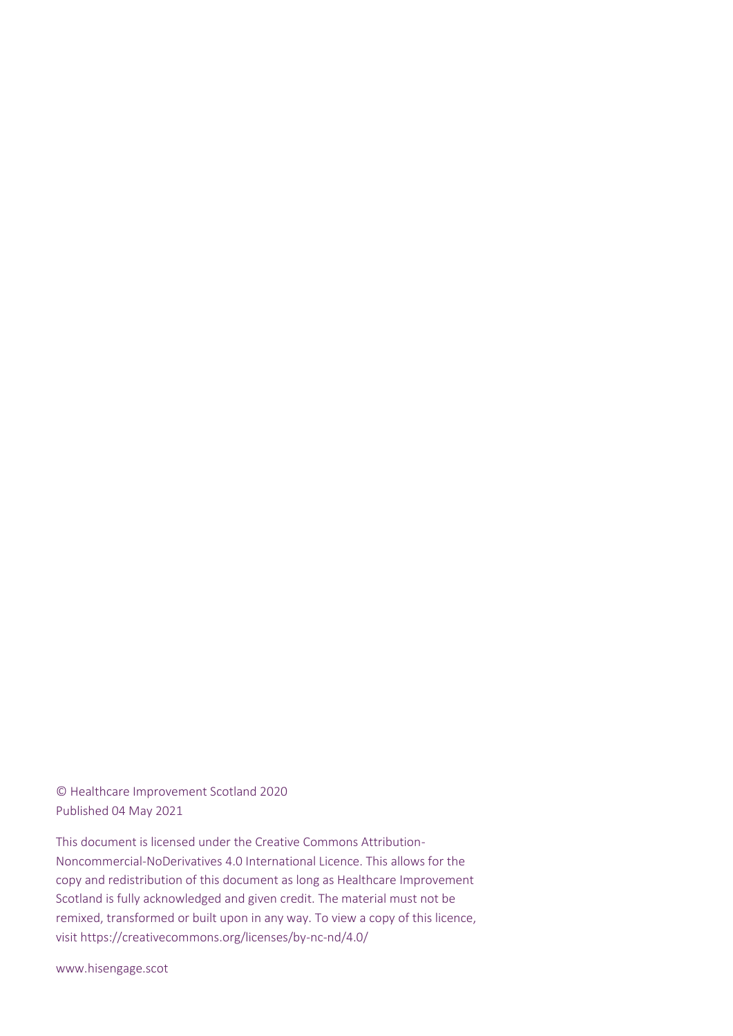© Healthcare Improvement Scotland 2020
Published 04 May 2021

This document is licensed under the Creative Commons Attribution-Noncommercial-NoDerivatives 4.0 International Licence. This allows for the copy and redistribution of this document as long as Healthcare Improvement Scotland is fully acknowledged and given credit. The material must not be remixed, transformed or built upon in any way. To view a copy of this licence, visit https://creativecommons.org/licenses/by-nc-nd/4.0/

www.hisengage.scot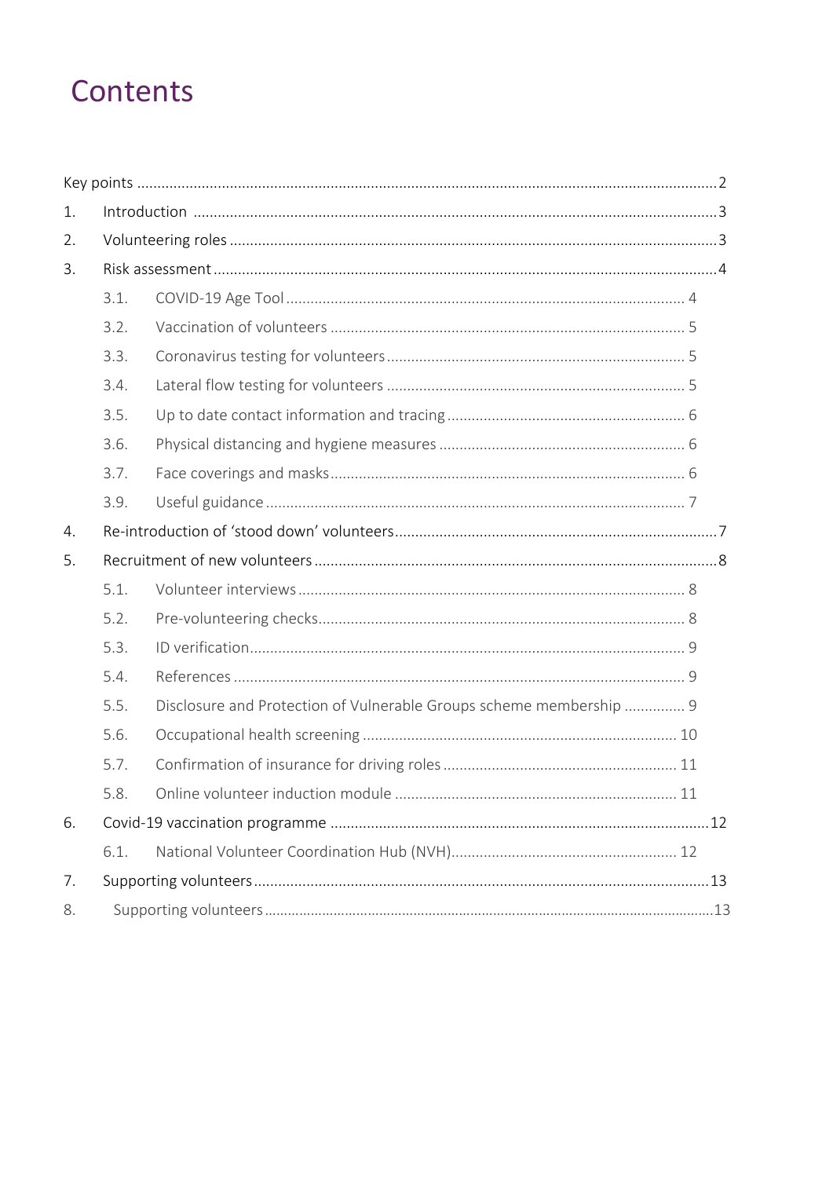# Contents

Key points ... 2

1. Introduction ... 3
2. Volunteering roles ... 3
3. Risk assessment ... 4
   - 3.1. COVID-19 Age Tool ... 4
   - 3.2. Vaccination of volunteers ... 5
   - 3.3. Coronavirus testing for volunteers ... 5
   - 3.4. Lateral flow testing for volunteers ... 5
   - 3.5. Up to date contact information and tracing ... 6
   - 3.6. Physical distancing and hygiene measures ... 6
   - 3.7. Face coverings and masks ... 6
   - 3.9. Useful guidance ... 7
4. Re-introduction of 'stood down' volunteers ... 7
5. Recruitment of new volunteers ... 8
   - 5.1. Volunteer interviews ... 8
   - 5.2. Pre-volunteering checks ... 8
   - 5.3. ID verification ... 9
   - 5.4. References ... 9
   - 5.5. Disclosure and Protection of Vulnerable Groups scheme membership ... 9
   - 5.6. Occupational health screening ... 10
   - 5.7. Confirmation of insurance for driving roles ... 11
   - 5.8. Online volunteer induction module ... 11
6. Covid-19 vaccination programme ... 12
   - 6.1. National Volunteer Coordination Hub (NVH) ... 12
7. Supporting volunteers ... 13
8. Supporting volunteers ... 13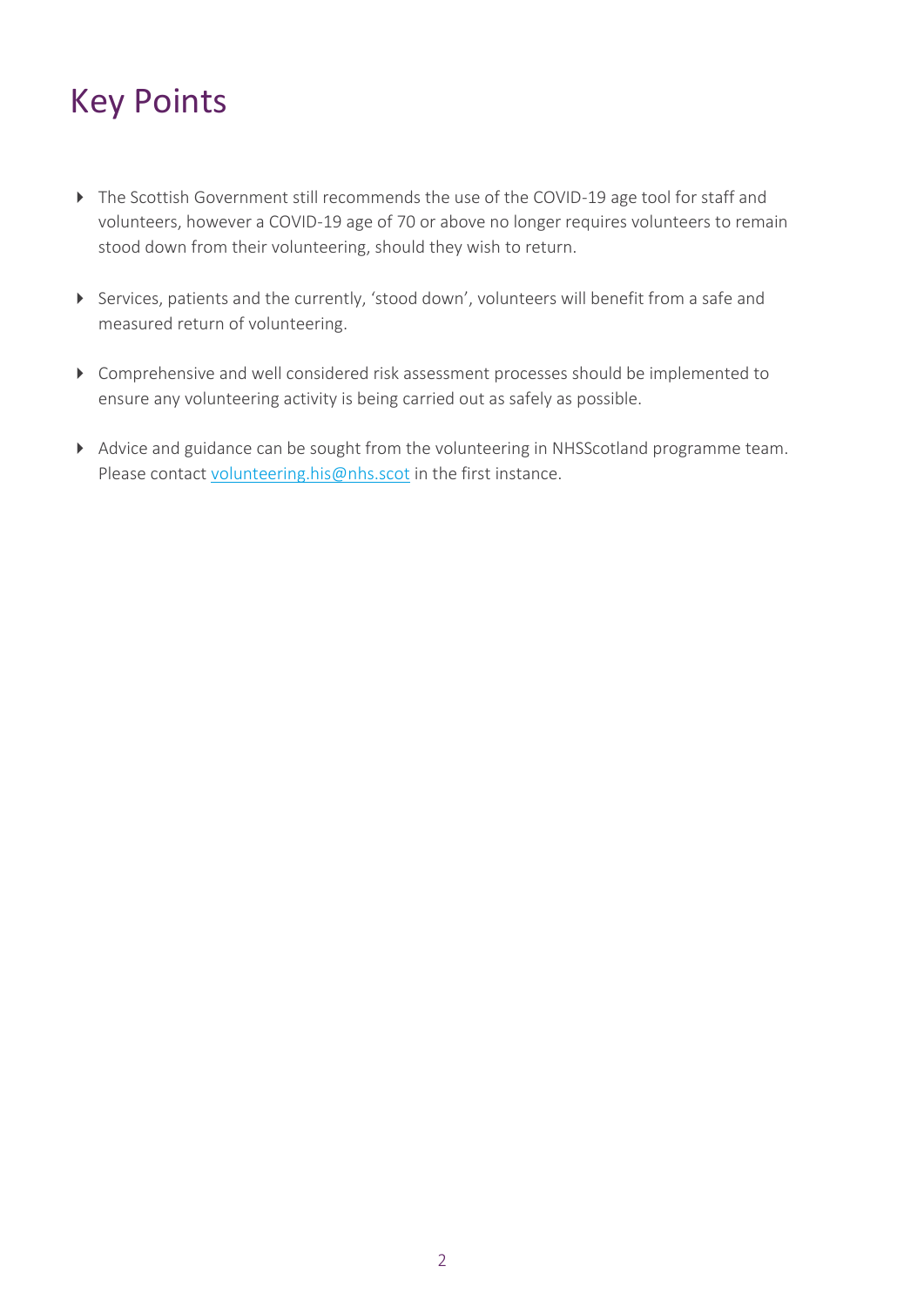# Key Points

- The Scottish Government still recommends the use of the COVID-19 age tool for staff and volunteers, however a COVID-19 age of 70 or above no longer requires volunteers to remain stood down from their volunteering, should they wish to return.
- Services, patients and the currently, 'stood down', volunteers will benefit from a safe and measured return of volunteering.
- Comprehensive and well considered risk assessment processes should be implemented to ensure any volunteering activity is being carried out as safely as possible.
- Advice and guidance can be sought from the volunteering in NHSScotland programme team. Please contact volunteering.his@nhs.scot in the first instance.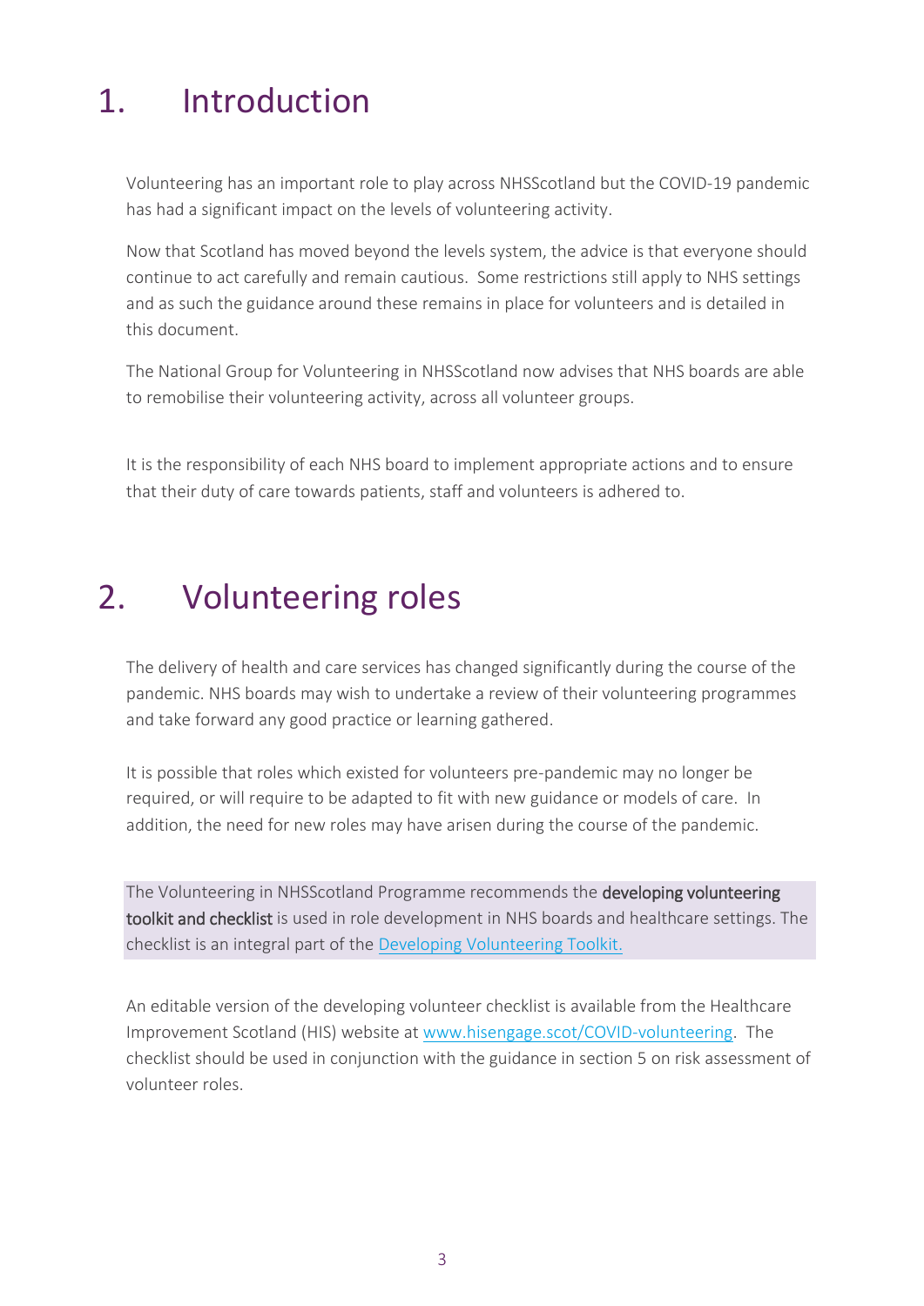# 1. Introduction

Volunteering has an important role to play across NHSScotland but the COVID-19 pandemic has had a significant impact on the levels of volunteering activity.

Now that Scotland has moved beyond the levels system, the advice is that everyone should continue to act carefully and remain cautious. Some restrictions still apply to NHS settings and as such the guidance around these remains in place for volunteers and is detailed in this document.

The National Group for Volunteering in NHSScotland now advises that NHS boards are able to remobilise their volunteering activity, across all volunteer groups.

It is the responsibility of each NHS board to implement appropriate actions and to ensure that their duty of care towards patients, staff and volunteers is adhered to.

# 2. Volunteering roles

The delivery of health and care services has changed significantly during the course of the pandemic. NHS boards may wish to undertake a review of their volunteering programmes and take forward any good practice or learning gathered.

It is possible that roles which existed for volunteers pre-pandemic may no longer be required, or will require to be adapted to fit with new guidance or models of care. In addition, the need for new roles may have arisen during the course of the pandemic.

The Volunteering in NHSScotland Programme recommends the **developing volunteering toolkit and checklist** is used in role development in NHS boards and healthcare settings. The checklist is an integral part of the [Developing Volunteering Toolkit.]

An editable version of the developing volunteer checklist is available from the Healthcare Improvement Scotland (HIS) website at www.hisengage.scot/COVID-volunteering. The checklist should be used in conjunction with the guidance in section 5 on risk assessment of volunteer roles.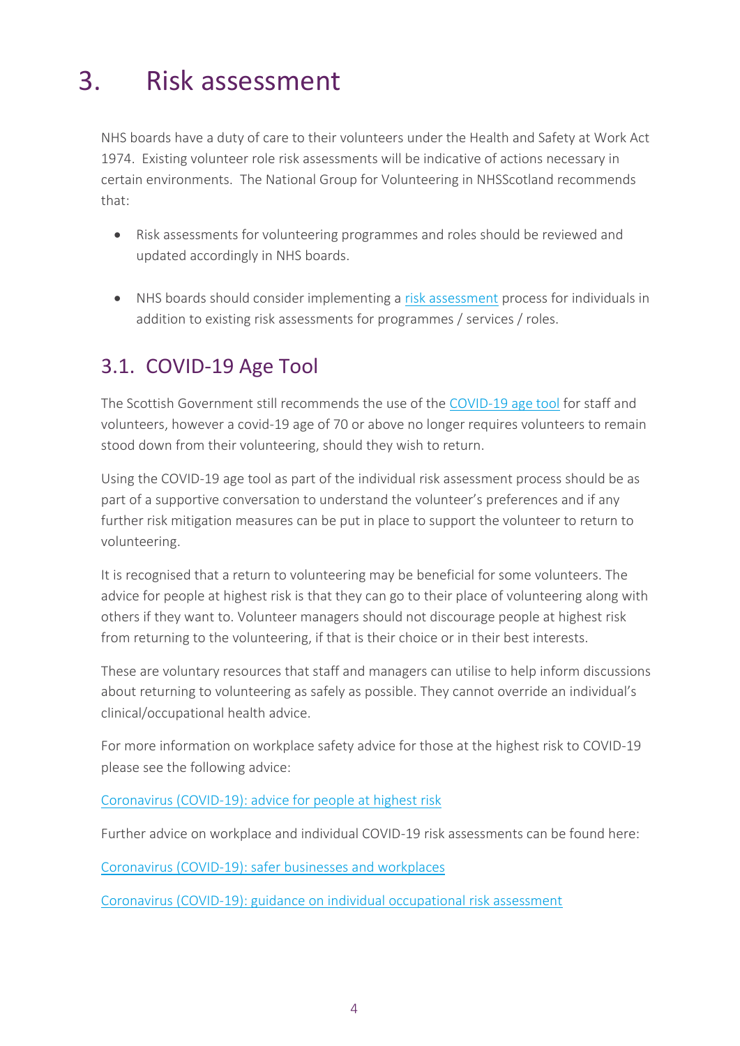# 3. Risk assessment

NHS boards have a duty of care to their volunteers under the Health and Safety at Work Act 1974. Existing volunteer role risk assessments will be indicative of actions necessary in certain environments. The National Group for Volunteering in NHSScotland recommends that:

- Risk assessments for volunteering programmes and roles should be reviewed and updated accordingly in NHS boards.
- NHS boards should consider implementing a risk assessment process for individuals in addition to existing risk assessments for programmes / services / roles.

## 3.1. COVID-19 Age Tool

The Scottish Government still recommends the use of the COVID-19 age tool for staff and volunteers, however a covid-19 age of 70 or above no longer requires volunteers to remain stood down from their volunteering, should they wish to return.

Using the COVID-19 age tool as part of the individual risk assessment process should be as part of a supportive conversation to understand the volunteer's preferences and if any further risk mitigation measures can be put in place to support the volunteer to return to volunteering.

It is recognised that a return to volunteering may be beneficial for some volunteers. The advice for people at highest risk is that they can go to their place of volunteering along with others if they want to. Volunteer managers should not discourage people at highest risk from returning to the volunteering, if that is their choice or in their best interests.

These are voluntary resources that staff and managers can utilise to help inform discussions about returning to volunteering as safely as possible. They cannot override an individual's clinical/occupational health advice.

For more information on workplace safety advice for those at the highest risk to COVID-19 please see the following advice:

Coronavirus (COVID-19): advice for people at highest risk

Further advice on workplace and individual COVID-19 risk assessments can be found here:

Coronavirus (COVID-19): safer businesses and workplaces

Coronavirus (COVID-19): guidance on individual occupational risk assessment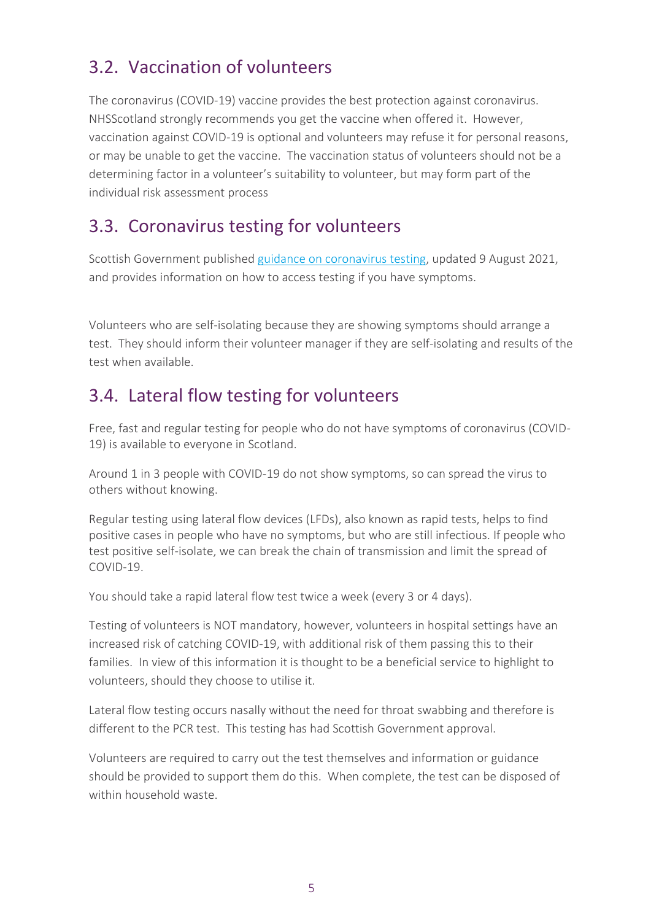## 3.2. Vaccination of volunteers

The coronavirus (COVID-19) vaccine provides the best protection against coronavirus. NHSScotland strongly recommends you get the vaccine when offered it. However, vaccination against COVID-19 is optional and volunteers may refuse it for personal reasons, or may be unable to get the vaccine. The vaccination status of volunteers should not be a determining factor in a volunteer's suitability to volunteer, but may form part of the individual risk assessment process

## 3.3. Coronavirus testing for volunteers

Scottish Government published guidance on coronavirus testing, updated 9 August 2021, and provides information on how to access testing if you have symptoms.

Volunteers who are self-isolating because they are showing symptoms should arrange a test. They should inform their volunteer manager if they are self-isolating and results of the test when available.

## 3.4. Lateral flow testing for volunteers

Free, fast and regular testing for people who do not have symptoms of coronavirus (COVID-19) is available to everyone in Scotland.

Around 1 in 3 people with COVID-19 do not show symptoms, so can spread the virus to others without knowing.

Regular testing using lateral flow devices (LFDs), also known as rapid tests, helps to find positive cases in people who have no symptoms, but who are still infectious. If people who test positive self-isolate, we can break the chain of transmission and limit the spread of COVID-19.

You should take a rapid lateral flow test twice a week (every 3 or 4 days).

Testing of volunteers is NOT mandatory, however, volunteers in hospital settings have an increased risk of catching COVID-19, with additional risk of them passing this to their families. In view of this information it is thought to be a beneficial service to highlight to volunteers, should they choose to utilise it.

Lateral flow testing occurs nasally without the need for throat swabbing and therefore is different to the PCR test. This testing has had Scottish Government approval.

Volunteers are required to carry out the test themselves and information or guidance should be provided to support them do this. When complete, the test can be disposed of within household waste.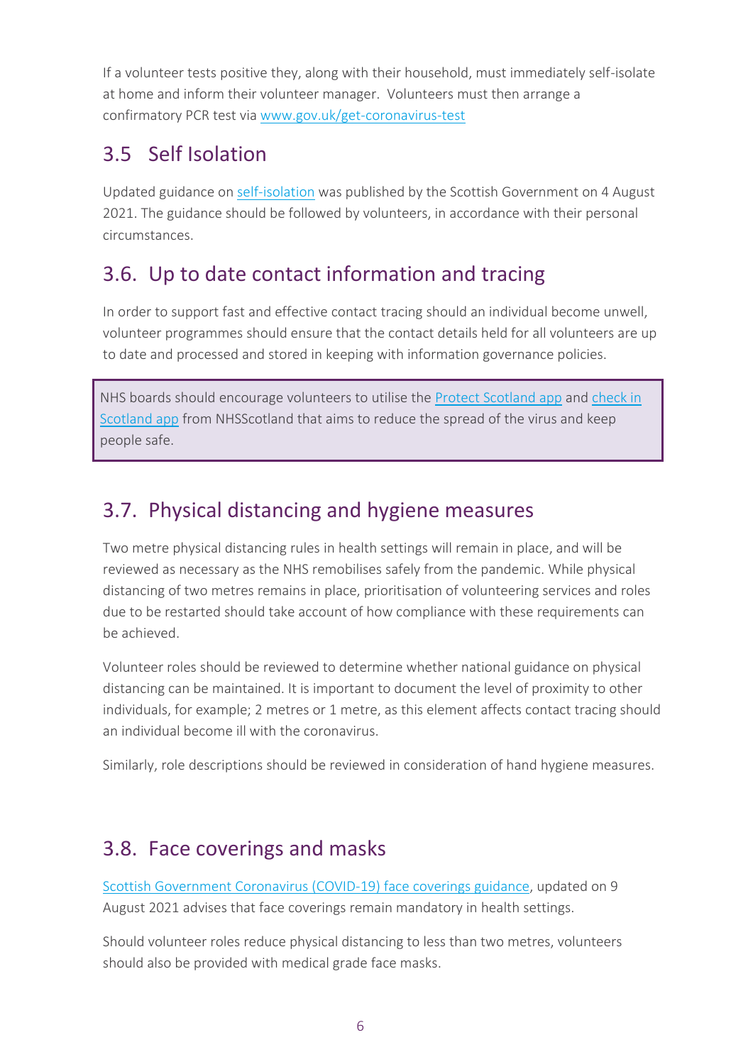If a volunteer tests positive they, along with their household, must immediately self-isolate at home and inform their volunteer manager. Volunteers must then arrange a confirmatory PCR test via [www.gov.uk/get-coronavirus-test](http://www.gov.uk/get-coronavirus-test)

## 3.5 Self Isolation

Updated guidance on self-isolation was published by the Scottish Government on 4 August 2021. The guidance should be followed by volunteers, in accordance with their personal circumstances.

## 3.6. Up to date contact information and tracing

In order to support fast and effective contact tracing should an individual become unwell, volunteer programmes should ensure that the contact details held for all volunteers are up to date and processed and stored in keeping with information governance policies.

> NHS boards should encourage volunteers to utilise the Protect Scotland app and check in Scotland app from NHSScotland that aims to reduce the spread of the virus and keep people safe.

## 3.7. Physical distancing and hygiene measures

Two metre physical distancing rules in health settings will remain in place, and will be reviewed as necessary as the NHS remobilises safely from the pandemic. While physical distancing of two metres remains in place, prioritisation of volunteering services and roles due to be restarted should take account of how compliance with these requirements can be achieved.

Volunteer roles should be reviewed to determine whether national guidance on physical distancing can be maintained. It is important to document the level of proximity to other individuals, for example; 2 metres or 1 metre, as this element affects contact tracing should an individual become ill with the coronavirus.

Similarly, role descriptions should be reviewed in consideration of hand hygiene measures.

## 3.8. Face coverings and masks

Scottish Government Coronavirus (COVID-19) face coverings guidance, updated on 9 August 2021 advises that face coverings remain mandatory in health settings.

Should volunteer roles reduce physical distancing to less than two metres, volunteers should also be provided with medical grade face masks.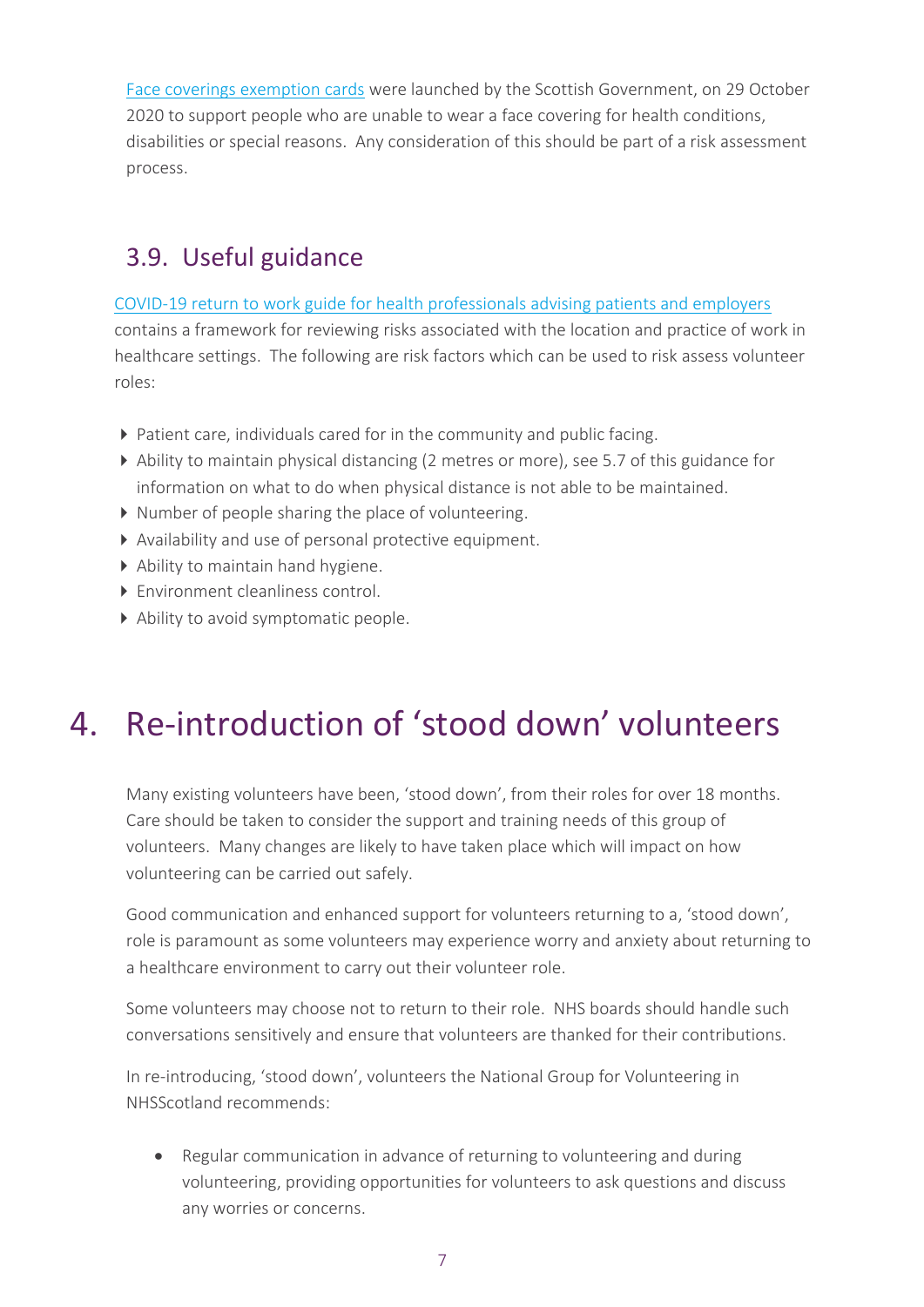[Face coverings exemption cards] were launched by the Scottish Government, on 29 October 2020 to support people who are unable to wear a face covering for health conditions, disabilities or special reasons. Any consideration of this should be part of a risk assessment process.

## 3.9. Useful guidance

[COVID-19 return to work guide for health professionals advising patients and employers] contains a framework for reviewing risks associated with the location and practice of work in healthcare settings. The following are risk factors which can be used to risk assess volunteer roles:

- Patient care, individuals cared for in the community and public facing.
- Ability to maintain physical distancing (2 metres or more), see 5.7 of this guidance for information on what to do when physical distance is not able to be maintained.
- Number of people sharing the place of volunteering.
- Availability and use of personal protective equipment.
- Ability to maintain hand hygiene.
- Environment cleanliness control.
- Ability to avoid symptomatic people.

# 4. Re-introduction of 'stood down' volunteers

Many existing volunteers have been, 'stood down', from their roles for over 18 months. Care should be taken to consider the support and training needs of this group of volunteers. Many changes are likely to have taken place which will impact on how volunteering can be carried out safely.

Good communication and enhanced support for volunteers returning to a, 'stood down', role is paramount as some volunteers may experience worry and anxiety about returning to a healthcare environment to carry out their volunteer role.

Some volunteers may choose not to return to their role. NHS boards should handle such conversations sensitively and ensure that volunteers are thanked for their contributions.

In re-introducing, 'stood down', volunteers the National Group for Volunteering in NHSScotland recommends:

- Regular communication in advance of returning to volunteering and during volunteering, providing opportunities for volunteers to ask questions and discuss any worries or concerns.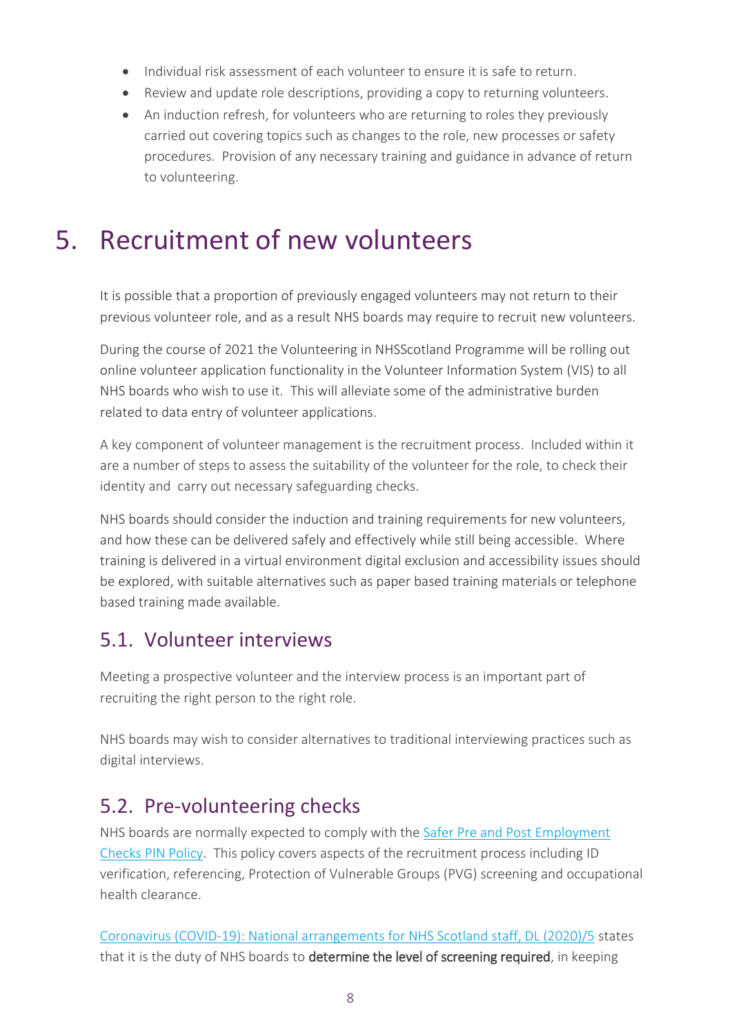- Individual risk assessment of each volunteer to ensure it is safe to return.
- Review and update role descriptions, providing a copy to returning volunteers.
- An induction refresh, for volunteers who are returning to roles they previously carried out covering topics such as changes to the role, new processes or safety procedures. Provision of any necessary training and guidance in advance of return to volunteering.

# 5. Recruitment of new volunteers

It is possible that a proportion of previously engaged volunteers may not return to their previous volunteer role, and as a result NHS boards may require to recruit new volunteers.

During the course of 2021 the Volunteering in NHSScotland Programme will be rolling out online volunteer application functionality in the Volunteer Information System (VIS) to all NHS boards who wish to use it. This will alleviate some of the administrative burden related to data entry of volunteer applications.

A key component of volunteer management is the recruitment process. Included within it are a number of steps to assess the suitability of the volunteer for the role, to check their identity and carry out necessary safeguarding checks.

NHS boards should consider the induction and training requirements for new volunteers, and how these can be delivered safely and effectively while still being accessible. Where training is delivered in a virtual environment digital exclusion and accessibility issues should be explored, with suitable alternatives such as paper based training materials or telephone based training made available.

## 5.1. Volunteer interviews

Meeting a prospective volunteer and the interview process is an important part of recruiting the right person to the right role.

NHS boards may wish to consider alternatives to traditional interviewing practices such as digital interviews.

## 5.2. Pre-volunteering checks

NHS boards are normally expected to comply with the Safer Pre and Post Employment Checks PIN Policy. This policy covers aspects of the recruitment process including ID verification, referencing, Protection of Vulnerable Groups (PVG) screening and occupational health clearance.

Coronavirus (COVID-19): National arrangements for NHS Scotland staff, DL (2020)/5 states that it is the duty of NHS boards to **determine the level of screening required**, in keeping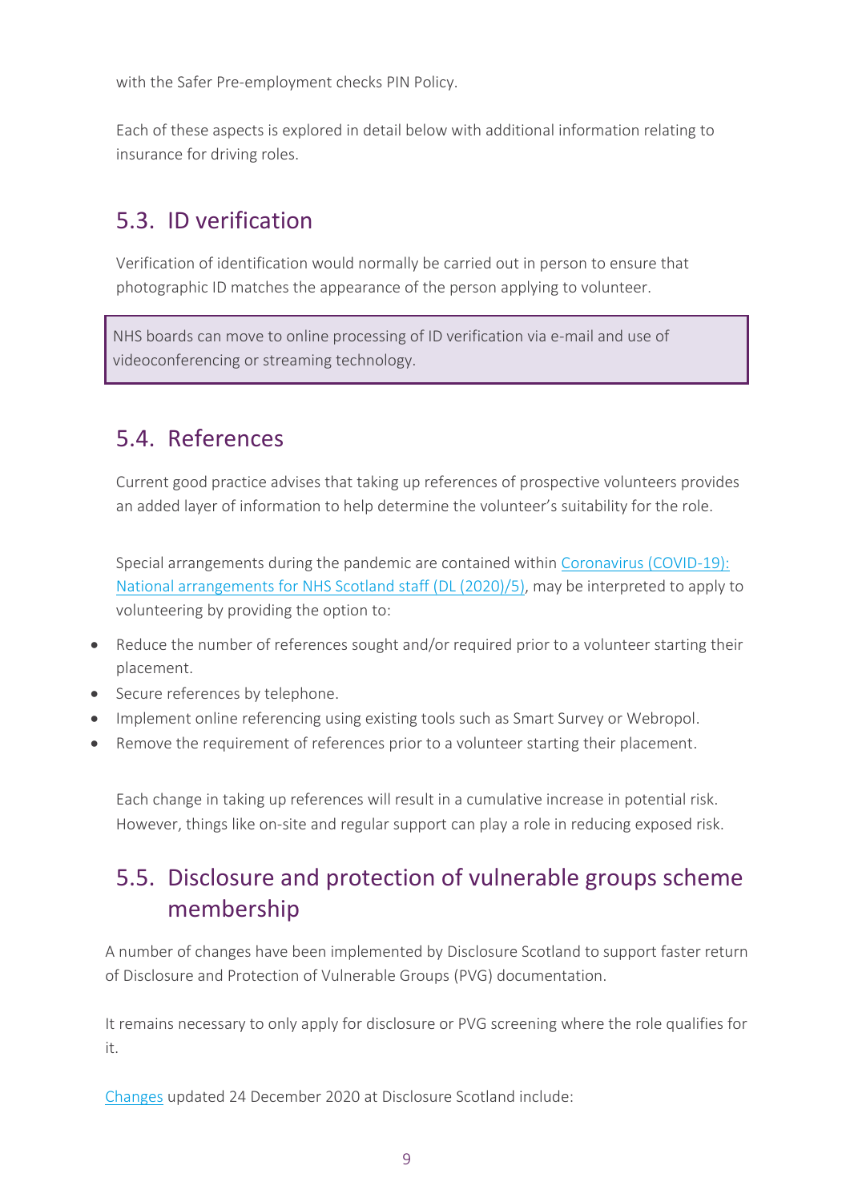with the Safer Pre-employment checks PIN Policy.

Each of these aspects is explored in detail below with additional information relating to insurance for driving roles.

## 5.3. ID verification

Verification of identification would normally be carried out in person to ensure that photographic ID matches the appearance of the person applying to volunteer.

> NHS boards can move to online processing of ID verification via e-mail and use of videoconferencing or streaming technology.

## 5.4. References

Current good practice advises that taking up references of prospective volunteers provides an added layer of information to help determine the volunteer's suitability for the role.

Special arrangements during the pandemic are contained within [Coronavirus (COVID-19): National arrangements for NHS Scotland staff (DL (2020)/5)](), may be interpreted to apply to volunteering by providing the option to:

- Reduce the number of references sought and/or required prior to a volunteer starting their placement.
- Secure references by telephone.
- Implement online referencing using existing tools such as Smart Survey or Webropol.
- Remove the requirement of references prior to a volunteer starting their placement.

Each change in taking up references will result in a cumulative increase in potential risk. However, things like on-site and regular support can play a role in reducing exposed risk.

## 5.5. Disclosure and protection of vulnerable groups scheme membership

A number of changes have been implemented by Disclosure Scotland to support faster return of Disclosure and Protection of Vulnerable Groups (PVG) documentation.

It remains necessary to only apply for disclosure or PVG screening where the role qualifies for it.

[Changes]() updated 24 December 2020 at Disclosure Scotland include: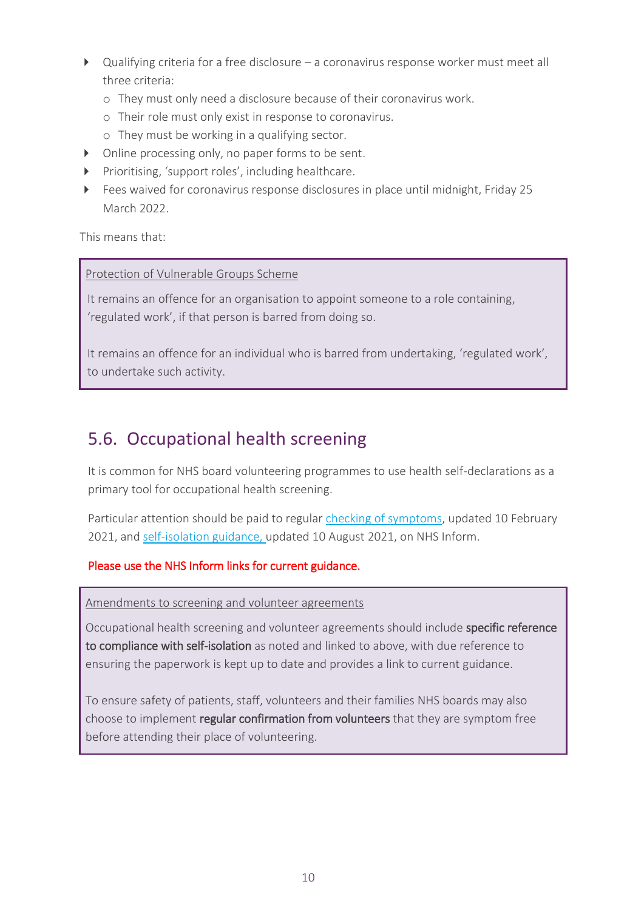- Qualifying criteria for a free disclosure – a coronavirus response worker must meet all three criteria:
  - They must only need a disclosure because of their coronavirus work.
  - Their role must only exist in response to coronavirus.
  - They must be working in a qualifying sector.
- Online processing only, no paper forms to be sent.
- Prioritising, 'support roles', including healthcare.
- Fees waived for coronavirus response disclosures in place until midnight, Friday 25 March 2022.

This means that:

> Protection of Vulnerable Groups Scheme
>
> It remains an offence for an organisation to appoint someone to a role containing, 'regulated work', if that person is barred from doing so.
>
> It remains an offence for an individual who is barred from undertaking, 'regulated work', to undertake such activity.

## 5.6. Occupational health screening

It is common for NHS board volunteering programmes to use health self-declarations as a primary tool for occupational health screening.

Particular attention should be paid to regular checking of symptoms, updated 10 February 2021, and self-isolation guidance, updated 10 August 2021, on NHS Inform.

Please use the NHS Inform links for current guidance.

> Amendments to screening and volunteer agreements
>
> Occupational health screening and volunteer agreements should include **specific reference to compliance with self-isolation** as noted and linked to above, with due reference to ensuring the paperwork is kept up to date and provides a link to current guidance.
>
> To ensure safety of patients, staff, volunteers and their families NHS boards may also choose to implement **regular confirmation from volunteers** that they are symptom free before attending their place of volunteering.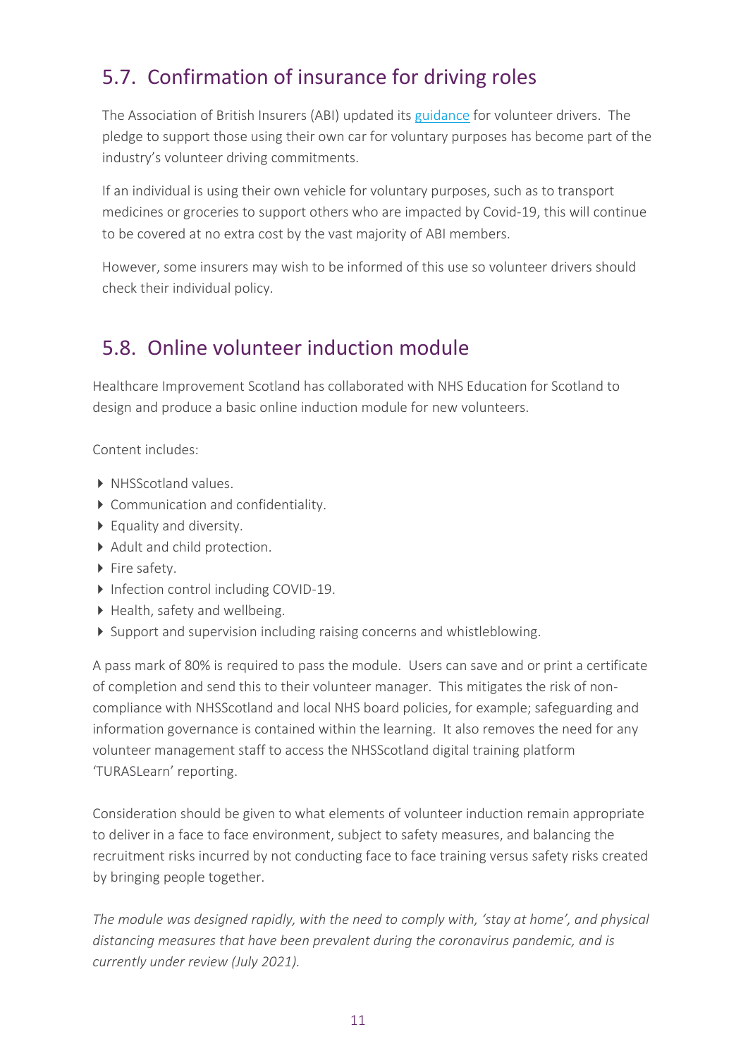## 5.7. Confirmation of insurance for driving roles

The Association of British Insurers (ABI) updated its [guidance]() for volunteer drivers. The pledge to support those using their own car for voluntary purposes has become part of the industry's volunteer driving commitments.

If an individual is using their own vehicle for voluntary purposes, such as to transport medicines or groceries to support others who are impacted by Covid-19, this will continue to be covered at no extra cost by the vast majority of ABI members.

However, some insurers may wish to be informed of this use so volunteer drivers should check their individual policy.

## 5.8. Online volunteer induction module

Healthcare Improvement Scotland has collaborated with NHS Education for Scotland to design and produce a basic online induction module for new volunteers.

Content includes:

- NHSScotland values.
- Communication and confidentiality.
- Equality and diversity.
- Adult and child protection.
- Fire safety.
- Infection control including COVID-19.
- Health, safety and wellbeing.
- Support and supervision including raising concerns and whistleblowing.

A pass mark of 80% is required to pass the module. Users can save and or print a certificate of completion and send this to their volunteer manager. This mitigates the risk of non-compliance with NHSScotland and local NHS board policies, for example; safeguarding and information governance is contained within the learning. It also removes the need for any volunteer management staff to access the NHSScotland digital training platform 'TURASLearn' reporting.

Consideration should be given to what elements of volunteer induction remain appropriate to deliver in a face to face environment, subject to safety measures, and balancing the recruitment risks incurred by not conducting face to face training versus safety risks created by bringing people together.

*The module was designed rapidly, with the need to comply with, 'stay at home', and physical distancing measures that have been prevalent during the coronavirus pandemic, and is currently under review (July 2021).*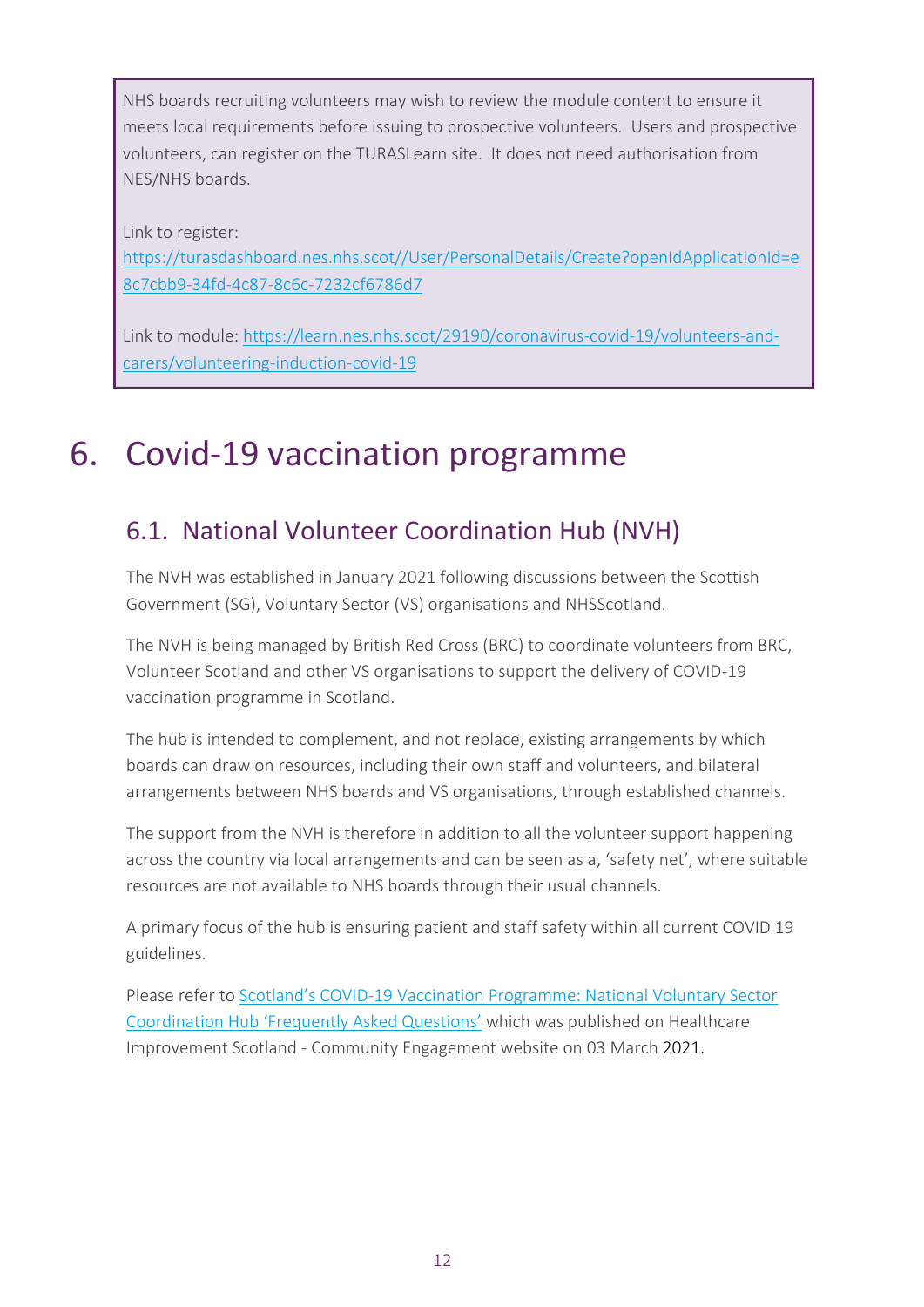NHS boards recruiting volunteers may wish to review the module content to ensure it meets local requirements before issuing to prospective volunteers. Users and prospective volunteers, can register on the TURASLearn site. It does not need authorisation from NES/NHS boards.

Link to register: [https://turasdashboard.nes.nhs.scot//User/PersonalDetails/Create?openIdApplicationId=e8c7cbb9-34fd-4c87-8c6c-7232cf6786d7](https://turasdashboard.nes.nhs.scot//User/PersonalDetails/Create?openIdApplicationId=e8c7cbb9-34fd-4c87-8c6c-7232cf6786d7)

Link to module: [https://learn.nes.nhs.scot/29190/coronavirus-covid-19/volunteers-and-carers/volunteering-induction-covid-19](https://learn.nes.nhs.scot/29190/coronavirus-covid-19/volunteers-and-carers/volunteering-induction-covid-19)

# 6. Covid-19 vaccination programme

## 6.1. National Volunteer Coordination Hub (NVH)

The NVH was established in January 2021 following discussions between the Scottish Government (SG), Voluntary Sector (VS) organisations and NHSScotland.

The NVH is being managed by British Red Cross (BRC) to coordinate volunteers from BRC, Volunteer Scotland and other VS organisations to support the delivery of COVID-19 vaccination programme in Scotland.

The hub is intended to complement, and not replace, existing arrangements by which boards can draw on resources, including their own staff and volunteers, and bilateral arrangements between NHS boards and VS organisations, through established channels.

The support from the NVH is therefore in addition to all the volunteer support happening across the country via local arrangements and can be seen as a, 'safety net', where suitable resources are not available to NHS boards through their usual channels.

A primary focus of the hub is ensuring patient and staff safety within all current COVID 19 guidelines.

Please refer to Scotland's COVID-19 Vaccination Programme: National Voluntary Sector Coordination Hub 'Frequently Asked Questions' which was published on Healthcare Improvement Scotland - Community Engagement website on 03 March 2021.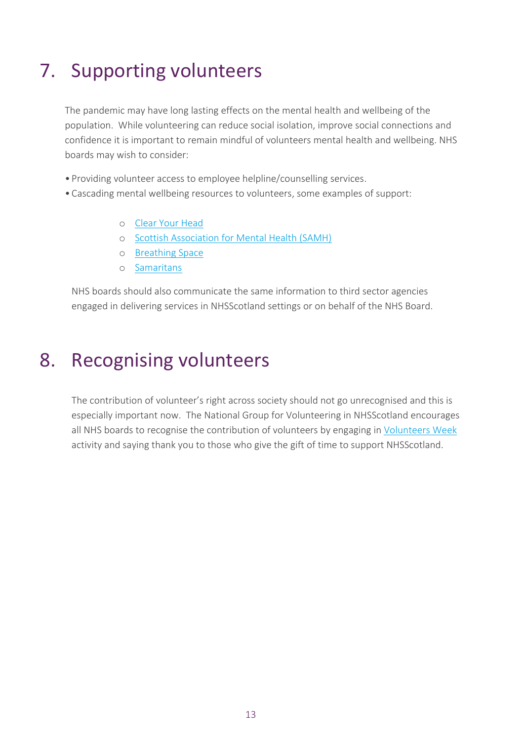# 7. Supporting volunteers

The pandemic may have long lasting effects on the mental health and wellbeing of the population. While volunteering can reduce social isolation, improve social connections and confidence it is important to remain mindful of volunteers mental health and wellbeing. NHS boards may wish to consider:

- Providing volunteer access to employee helpline/counselling services.
- Cascading mental wellbeing resources to volunteers, some examples of support:
    - Clear Your Head
    - Scottish Association for Mental Health (SAMH)
    - Breathing Space
    - Samaritans

NHS boards should also communicate the same information to third sector agencies engaged in delivering services in NHSScotland settings or on behalf of the NHS Board.

# 8. Recognising volunteers

The contribution of volunteer's right across society should not go unrecognised and this is especially important now. The National Group for Volunteering in NHSScotland encourages all NHS boards to recognise the contribution of volunteers by engaging in Volunteers Week activity and saying thank you to those who give the gift of time to support NHSScotland.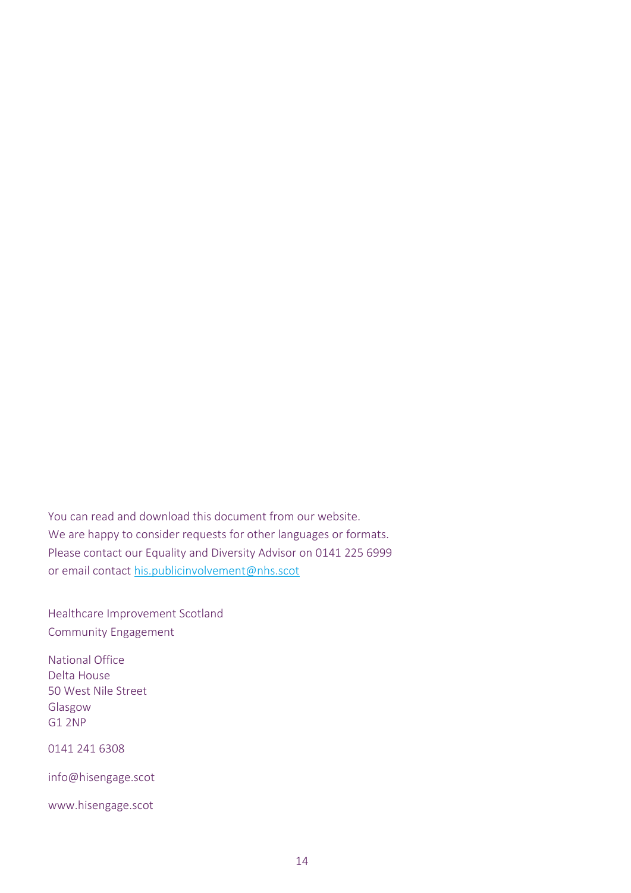You can read and download this document from our website.
We are happy to consider requests for other languages or formats.
Please contact our Equality and Diversity Advisor on 0141 225 6999
or email contact his.publicinvolvement@nhs.scot

Healthcare Improvement Scotland
Community Engagement

National Office
Delta House
50 West Nile Street
Glasgow
G1 2NP

0141 241 6308

info@hisengage.scot

www.hisengage.scot